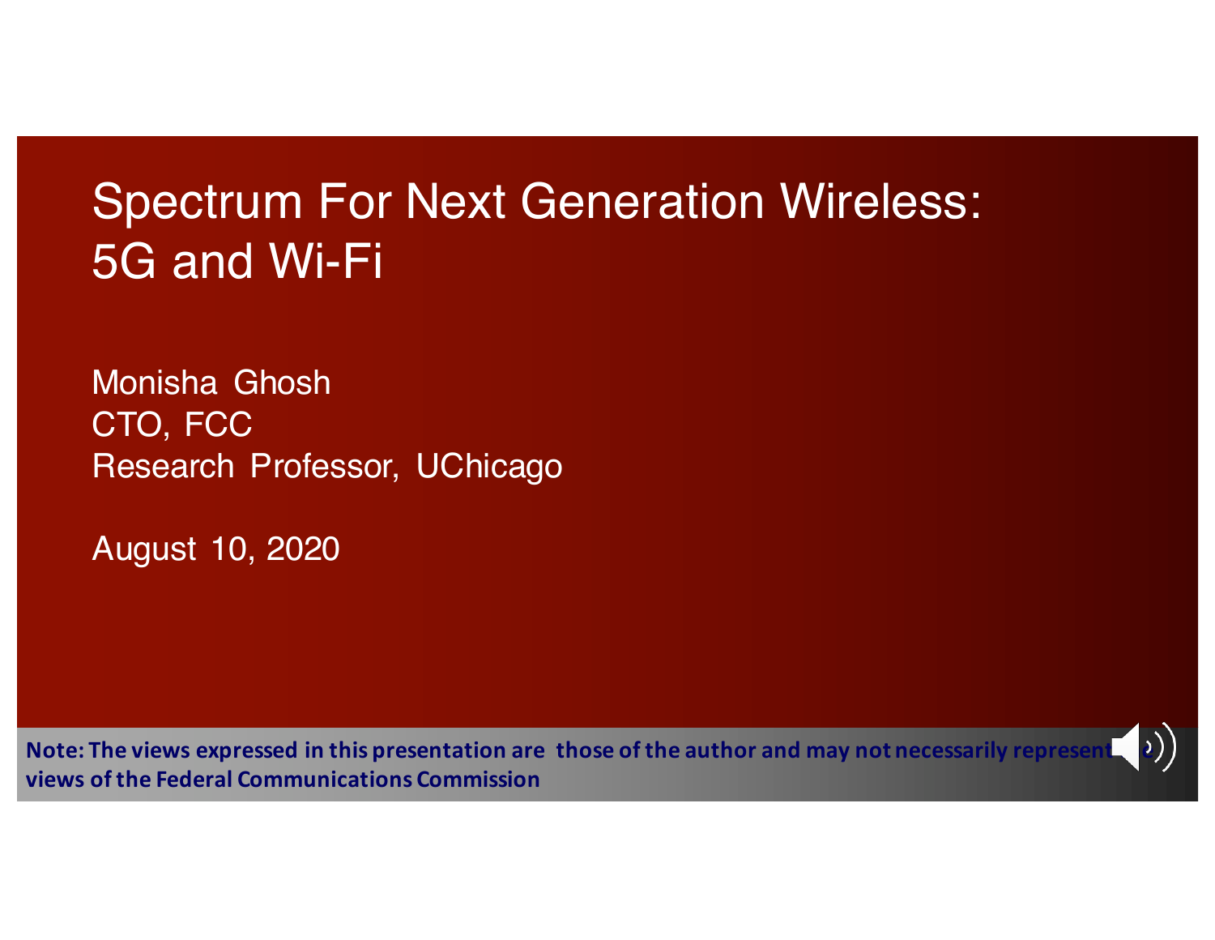# Spectrum For Next Generation Wireless: 5G and Wi-Fi

Monisha Ghosh
CTO, FCC
Research Professor, UChicago

August 10, 2020

**Note: The views expressed in this presentation are those of the author and may not necessarily represent the views of the Federal Communications Commission**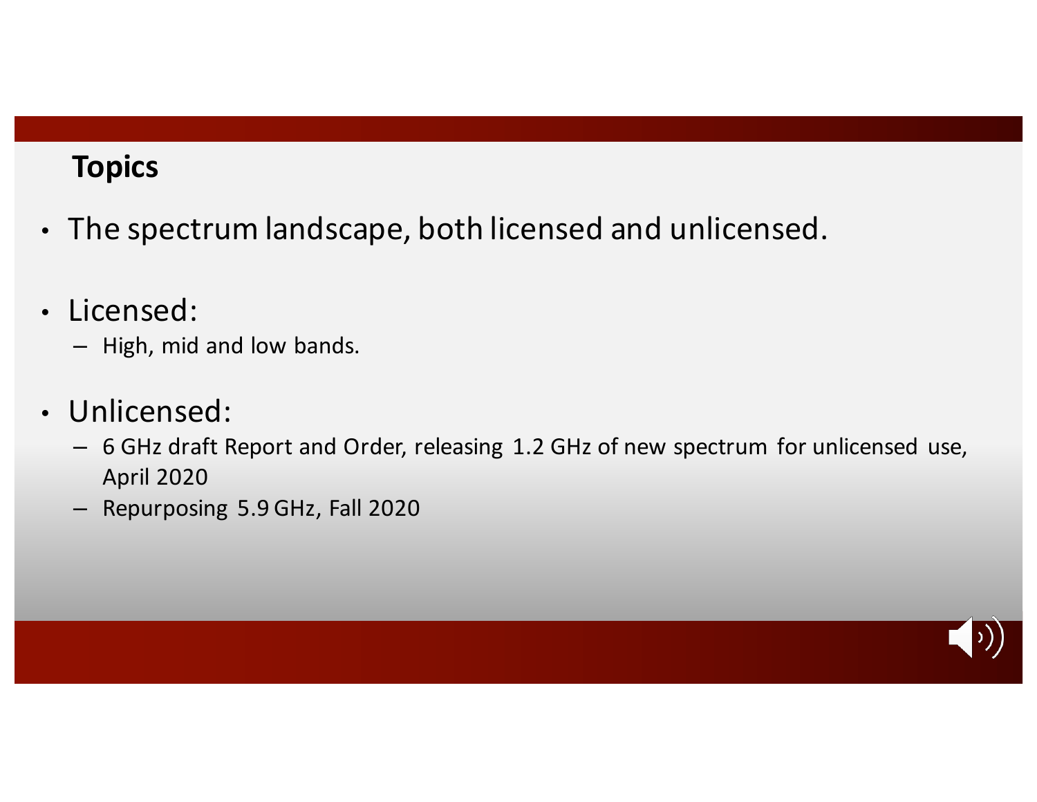## Topics

- The spectrum landscape, both licensed and unlicensed.
- Licensed:
  - High, mid and low bands.
- Unlicensed:
  - 6 GHz draft Report and Order, releasing 1.2 GHz of new spectrum for unlicensed use, April 2020
  - Repurposing 5.9 GHz, Fall 2020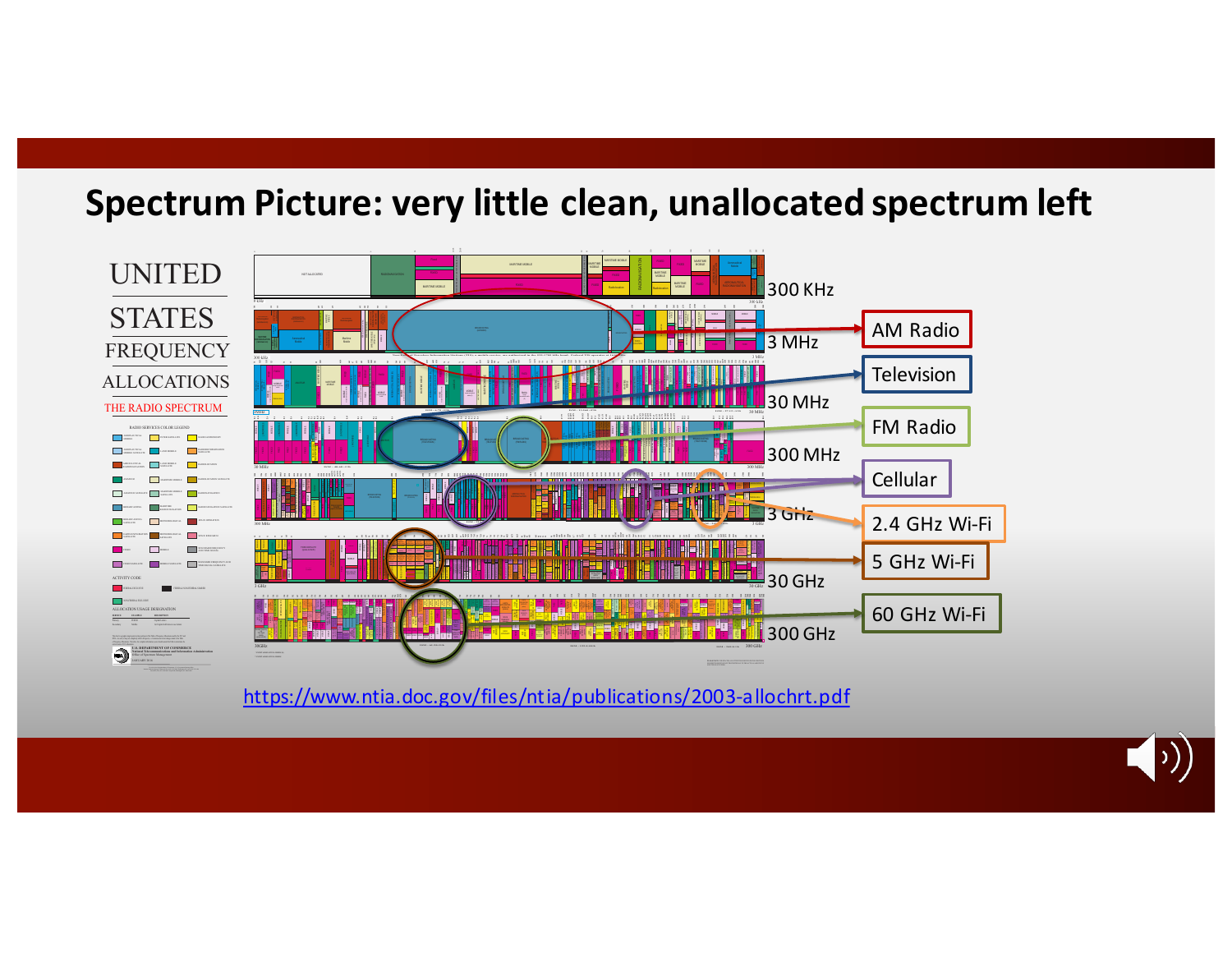# Spectrum Picture: very little clean, unallocated spectrum left

UNITED STATES FREQUENCY ALLOCATIONS

THE RADIO SPECTRUM

300 KHz

3 MHz

30 MHz

300 MHz

3 GHz

30 GHz

300 GHz

AM Radio

Television

FM Radio

Cellular

2.4 GHz Wi-Fi

5 GHz Wi-Fi

60 GHz Wi-Fi

https://www.ntia.doc.gov/files/ntia/publications/2003-allochrt.pdf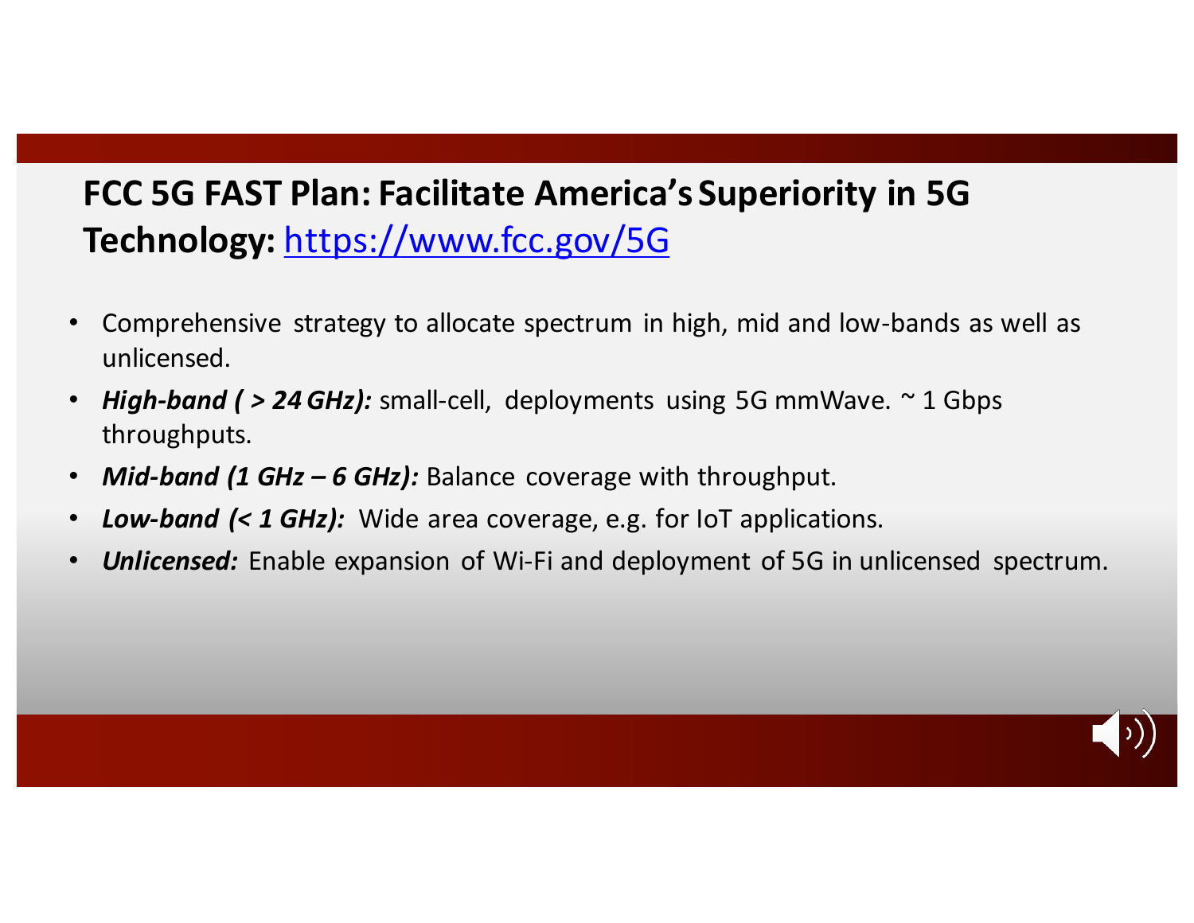## FCC 5G FAST Plan: Facilitate America's Superiority in 5G Technology: [https://www.fcc.gov/5G](https://www.fcc.gov/5G)

- Comprehensive strategy to allocate spectrum in high, mid and low-bands as well as unlicensed.
- ***High-band ( > 24 GHz):*** small-cell, deployments using 5G mmWave. ~ 1 Gbps throughputs.
- ***Mid-band (1 GHz – 6 GHz):*** Balance coverage with throughput.
- ***Low-band (< 1 GHz):*** Wide area coverage, e.g. for IoT applications.
- ***Unlicensed:*** Enable expansion of Wi-Fi and deployment of 5G in unlicensed spectrum.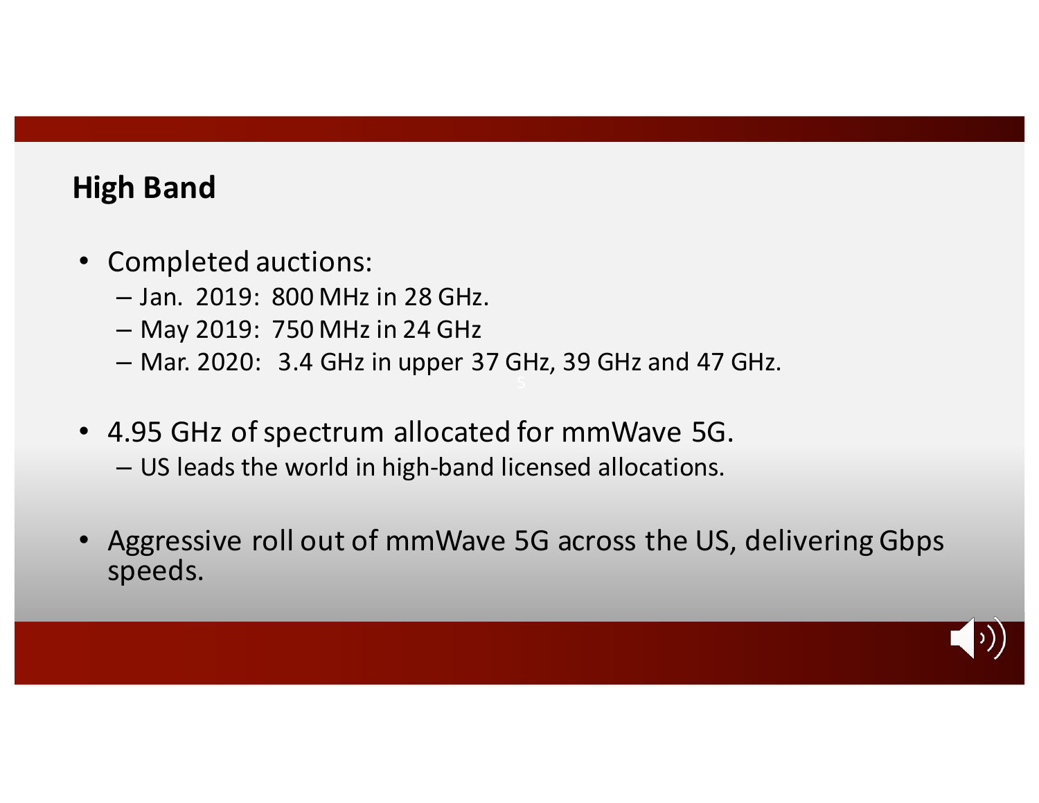## High Band

- Completed auctions:
  - Jan. 2019: 800 MHz in 28 GHz.
  - May 2019: 750 MHz in 24 GHz
  - Mar. 2020: 3.4 GHz in upper 37 GHz, 39 GHz and 47 GHz.
- 4.95 GHz of spectrum allocated for mmWave 5G.
  - US leads the world in high-band licensed allocations.
- Aggressive roll out of mmWave 5G across the US, delivering Gbps speeds.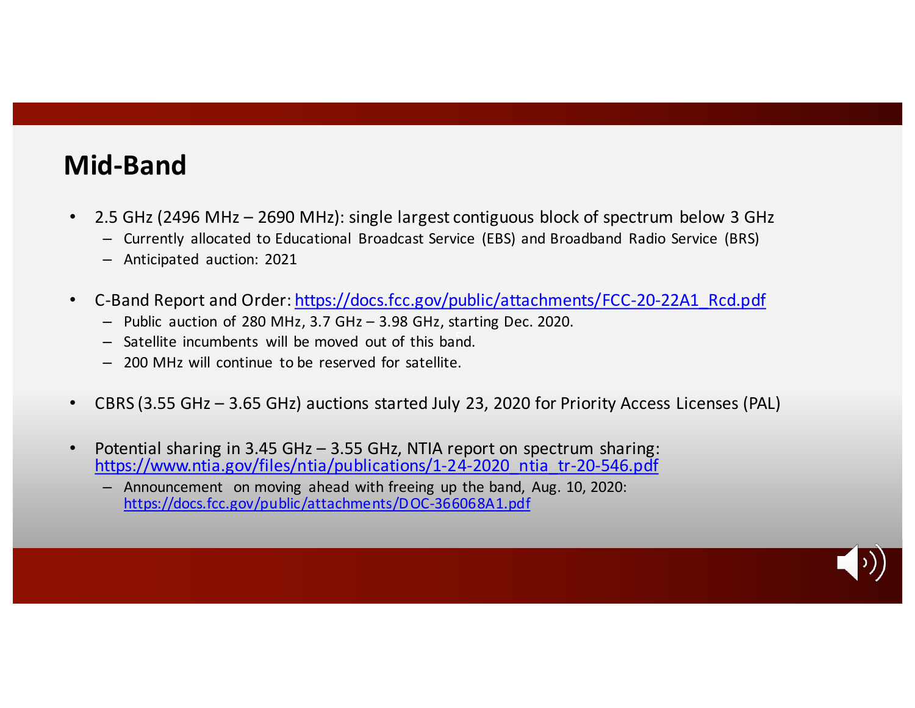# Mid-Band

- 2.5 GHz (2496 MHz – 2690 MHz): single largest contiguous block of spectrum below 3 GHz
  - Currently allocated to Educational Broadcast Service (EBS) and Broadband Radio Service (BRS)
  - Anticipated auction: 2021

- C-Band Report and Order: https://docs.fcc.gov/public/attachments/FCC-20-22A1_Rcd.pdf
  - Public auction of 280 MHz, 3.7 GHz – 3.98 GHz, starting Dec. 2020.
  - Satellite incumbents will be moved out of this band.
  - 200 MHz will continue to be reserved for satellite.

- CBRS (3.55 GHz – 3.65 GHz) auctions started July 23, 2020 for Priority Access Licenses (PAL)

- Potential sharing in 3.45 GHz – 3.55 GHz, NTIA report on spectrum sharing: https://www.ntia.gov/files/ntia/publications/1-24-2020_ntia_tr-20-546.pdf
  - Announcement on moving ahead with freeing up the band, Aug. 10, 2020: https://docs.fcc.gov/public/attachments/DOC-366068A1.pdf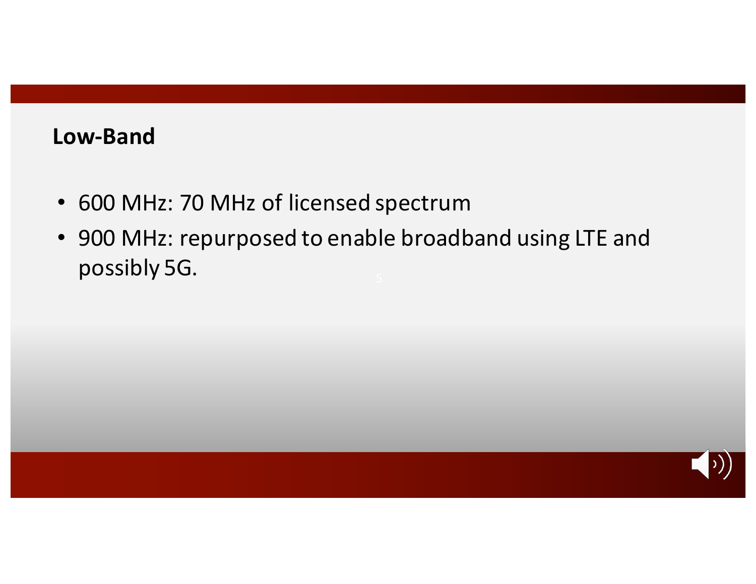## Low-Band

- 600 MHz: 70 MHz of licensed spectrum
- 900 MHz: repurposed to enable broadband using LTE and possibly 5G.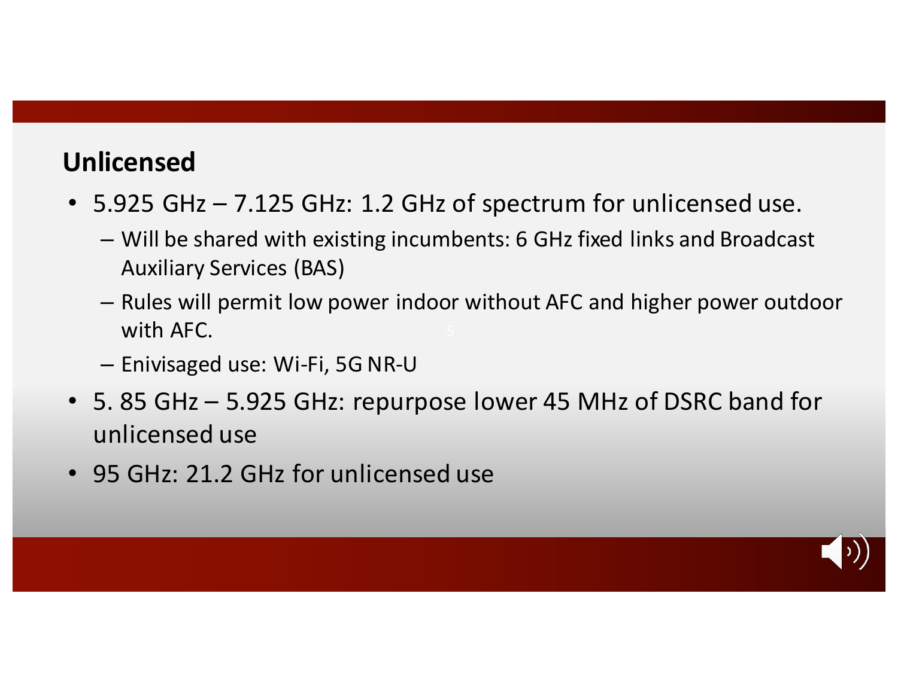## Unlicensed

- 5.925 GHz – 7.125 GHz: 1.2 GHz of spectrum for unlicensed use.
  - Will be shared with existing incumbents: 6 GHz fixed links and Broadcast Auxiliary Services (BAS)
  - Rules will permit low power indoor without AFC and higher power outdoor with AFC.
  - Enivisaged use: Wi-Fi, 5G NR-U
- 5. 85 GHz – 5.925 GHz: repurpose lower 45 MHz of DSRC band for unlicensed use
- 95 GHz: 21.2 GHz for unlicensed use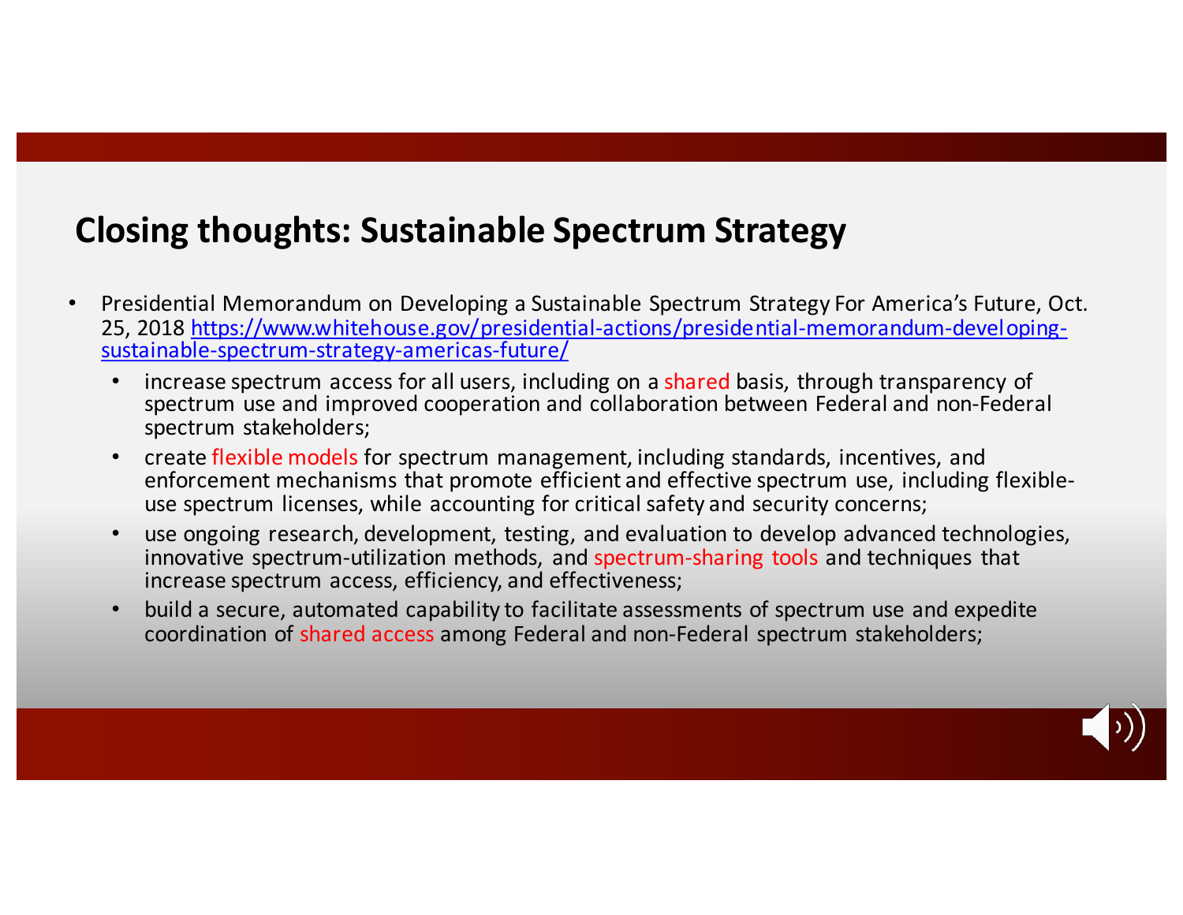## Closing thoughts: Sustainable Spectrum Strategy

- Presidential Memorandum on Developing a Sustainable Spectrum Strategy For America's Future, Oct. 25, 2018 [https://www.whitehouse.gov/presidential-actions/presidential-memorandum-developing-sustainable-spectrum-strategy-americas-future/](https://www.whitehouse.gov/presidential-actions/presidential-memorandum-developing-sustainable-spectrum-strategy-americas-future/)
  - increase spectrum access for all users, including on a shared basis, through transparency of spectrum use and improved cooperation and collaboration between Federal and non-Federal spectrum stakeholders;
  - create flexible models for spectrum management, including standards, incentives, and enforcement mechanisms that promote efficient and effective spectrum use, including flexible-use spectrum licenses, while accounting for critical safety and security concerns;
  - use ongoing research, development, testing, and evaluation to develop advanced technologies, innovative spectrum-utilization methods, and spectrum-sharing tools and techniques that increase spectrum access, efficiency, and effectiveness;
  - build a secure, automated capability to facilitate assessments of spectrum use and expedite coordination of shared access among Federal and non-Federal spectrum stakeholders;